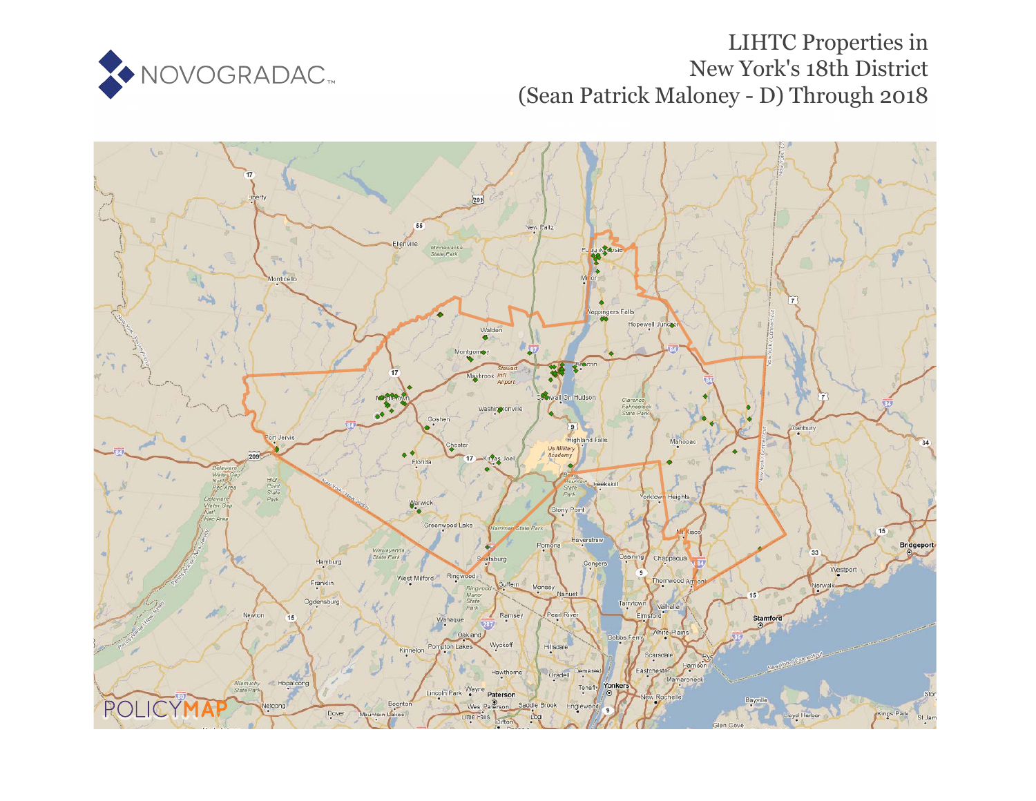# LHTC Properties in New York's 18th District (Sean Patrick Maloney - D) Through 2018

# LIHTC Properties in New York's 18th District (Sean Patrick Maloney - D) Through 2018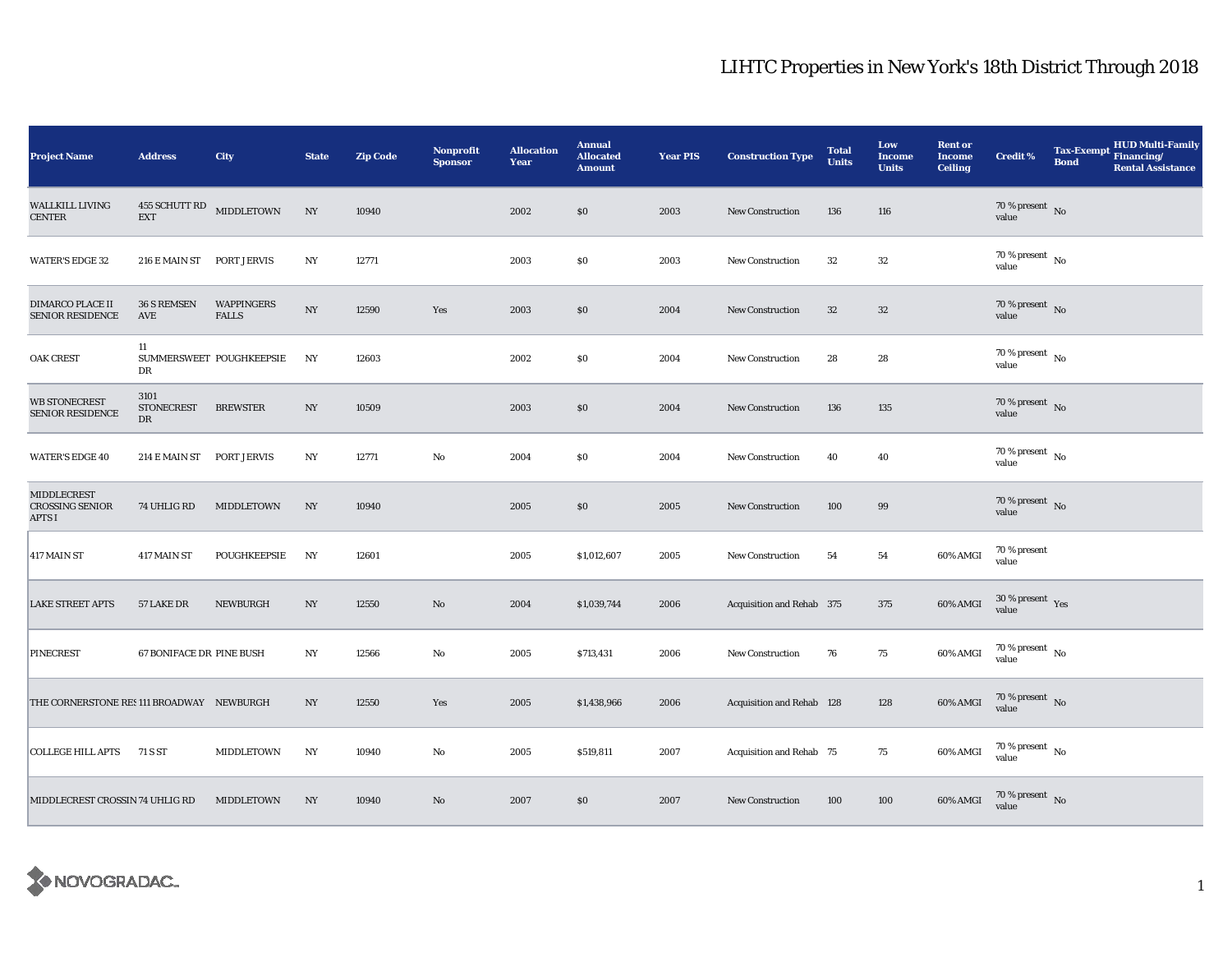# LIHTC Properties in New York's 18th District Through 2018

| Project Name | Address | City | State | Zip Code | Nonprofit Sponsor | Allocation Year | Annual Allocated Amount | Year PIS | Construction Type | Total Units | Low Income Units | Rent or Income Ceiling | Credit % | Tax-Exempt Bond | HUD Multi-Family Financing/ Rental Assistance |
|---|---|---|---|---|---|---|---|---|---|---|---|---|---|---|---|
| WALLKILL LIVING CENTER | 455 SCHUTT RD EXT | MIDDLETOWN | NY | 10940 | | 2002 | $0 | 2003 | New Construction | 136 | 116 | | 70 % present value | No | |
| WATER'S EDGE 32 | 216 E MAIN ST | PORT JERVIS | NY | 12771 | | 2003 | $0 | 2003 | New Construction | 32 | 32 | | 70 % present value | No | |
| DIMARCO PLACE II SENIOR RESIDENCE | 36 S REMSEN AVE | WAPPINGERS FALLS | NY | 12590 | Yes | 2003 | $0 | 2004 | New Construction | 32 | 32 | | 70 % present value | No | |
| OAK CREST | 11 SUMMERSWEET DR | POUGHKEEPSIE | NY | 12603 | | 2002 | $0 | 2004 | New Construction | 28 | 28 | | 70 % present value | No | |
| WB STONECREST SENIOR RESIDENCE | 3101 STONECREST DR | BREWSTER | NY | 10509 | | 2003 | $0 | 2004 | New Construction | 136 | 135 | | 70 % present value | No | |
| WATER'S EDGE 40 | 214 E MAIN ST | PORT JERVIS | NY | 12771 | No | 2004 | $0 | 2004 | New Construction | 40 | 40 | | 70 % present value | No | |
| MIDDLECREST CROSSING SENIOR APTS I | 74 UHLIG RD | MIDDLETOWN | NY | 10940 | | 2005 | $0 | 2005 | New Construction | 100 | 99 | | 70 % present value | No | |
| 417 MAIN ST | 417 MAIN ST | POUGHKEEPSIE | NY | 12601 | | 2005 | $1,012,607 | 2005 | New Construction | 54 | 54 | 60% AMGI | 70 % present value | | |
| LAKE STREET APTS | 57 LAKE DR | NEWBURGH | NY | 12550 | No | 2004 | $1,039,744 | 2006 | Acquisition and Rehab | 375 | 375 | 60% AMGI | 30 % present value | Yes | |
| PINECREST | 67 BONIFACE DR | PINE BUSH | NY | 12566 | No | 2005 | $713,431 | 2006 | New Construction | 76 | 75 | 60% AMGI | 70 % present value | No | |
| THE CORNERSTONE RES | 111 BROADWAY | NEWBURGH | NY | 12550 | Yes | 2005 | $1,438,966 | 2006 | Acquisition and Rehab | 128 | 128 | 60% AMGI | 70 % present value | No | |
| COLLEGE HILL APTS | 71 S ST | MIDDLETOWN | NY | 10940 | No | 2005 | $519,811 | 2007 | Acquisition and Rehab | 75 | 75 | 60% AMGI | 70 % present value | No | |
| MIDDLECREST CROSSIN | 74 UHLIG RD | MIDDLETOWN | NY | 10940 | No | 2007 | $0 | 2007 | New Construction | 100 | 100 | 60% AMGI | 70 % present value | No | |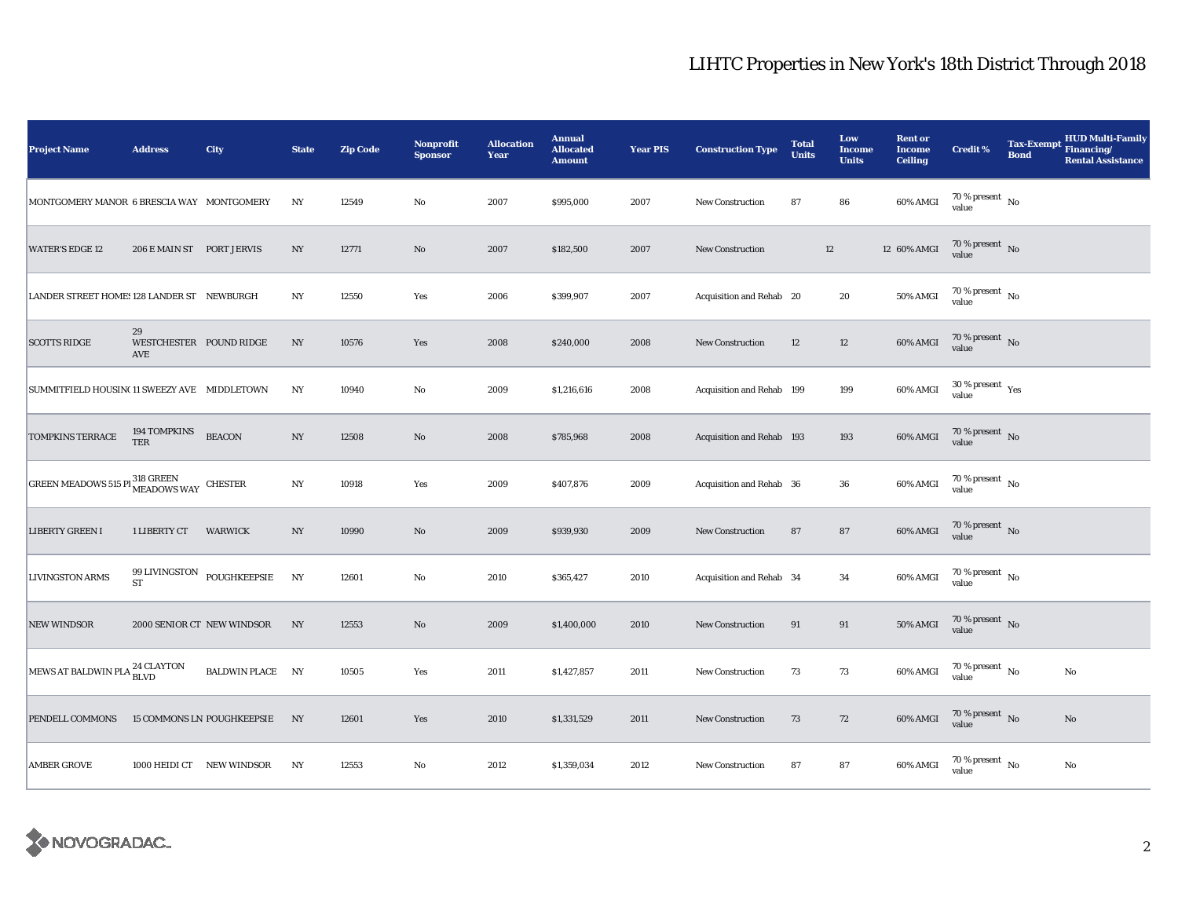# LIHTC Properties in New York's 18th District Through 2018

| Project Name | Address | City | State | Zip Code | Nonprofit Sponsor | Allocation Year | Annual Allocated Amount | Year PIS | Construction Type | Total Units | Low Income Units | Rent or Income Ceiling | Credit % | Tax-Exempt Bond | HUD Multi-Family Financing/ Rental Assistance |
|---|---|---|---|---|---|---|---|---|---|---|---|---|---|---|---|
| MONTGOMERY MANOR | 6 BRESCIA WAY | MONTGOMERY | NY | 12549 | No | 2007 | $995,000 | 2007 | New Construction | 87 | 86 | 60% AMGI | 70 % present value | No | |
| WATER'S EDGE 12 | 206 E MAIN ST | PORT JERVIS | NY | 12771 | No | 2007 | $182,500 | 2007 | New Construction | 12 | 12 | 60% AMGI | 70 % present value | No | |
| LANDER STREET HOMES | 128 LANDER ST | NEWBURGH | NY | 12550 | Yes | 2006 | $399,907 | 2007 | Acquisition and Rehab | 20 | 20 | 50% AMGI | 70 % present value | No | |
| SCOTTS RIDGE | 29 WESTCHESTER AVE | POUND RIDGE | NY | 10576 | Yes | 2008 | $240,000 | 2008 | New Construction | 12 | 12 | 60% AMGI | 70 % present value | No | |
| SUMMITFIELD HOUSING | 11 SWEEZY AVE | MIDDLETOWN | NY | 10940 | No | 2009 | $1,216,616 | 2008 | Acquisition and Rehab | 199 | 199 | 60% AMGI | 30 % present value | Yes | |
| TOMPKINS TERRACE | 194 TOMPKINS TER | BEACON | NY | 12508 | No | 2008 | $785,968 | 2008 | Acquisition and Rehab | 193 | 193 | 60% AMGI | 70 % present value | No | |
| GREEN MEADOWS 515 PI | 318 GREEN MEADOWS WAY | CHESTER | NY | 10918 | Yes | 2009 | $407,876 | 2009 | Acquisition and Rehab | 36 | 36 | 60% AMGI | 70 % present value | No | |
| LIBERTY GREEN I | 1 LIBERTY CT | WARWICK | NY | 10990 | No | 2009 | $939,930 | 2009 | New Construction | 87 | 87 | 60% AMGI | 70 % present value | No | |
| LIVINGSTON ARMS | 99 LIVINGSTON ST | POUGHKEEPSIE | NY | 12601 | No | 2010 | $365,427 | 2010 | Acquisition and Rehab | 34 | 34 | 60% AMGI | 70 % present value | No | |
| NEW WINDSOR | 2000 SENIOR CT | NEW WINDSOR | NY | 12553 | No | 2009 | $1,400,000 | 2010 | New Construction | 91 | 91 | 50% AMGI | 70 % present value | No | |
| MEWS AT BALDWIN PLA | 24 CLAYTON BLVD | BALDWIN PLACE | NY | 10505 | Yes | 2011 | $1,427,857 | 2011 | New Construction | 73 | 73 | 60% AMGI | 70 % present value | No | No |
| PENDELL COMMONS | 15 COMMONS LN | POUGHKEEPSIE | NY | 12601 | Yes | 2010 | $1,331,529 | 2011 | New Construction | 73 | 72 | 60% AMGI | 70 % present value | No | No |
| AMBER GROVE | 1000 HEIDI CT | NEW WINDSOR | NY | 12553 | No | 2012 | $1,359,034 | 2012 | New Construction | 87 | 87 | 60% AMGI | 70 % present value | No | No |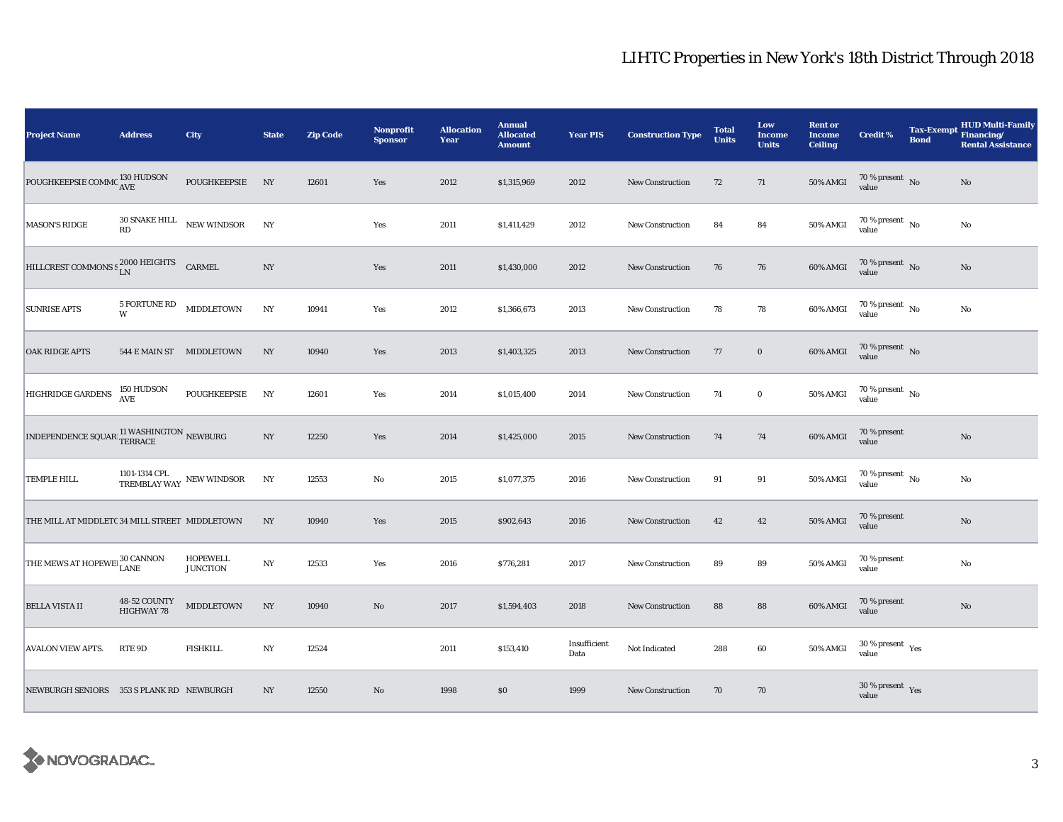# LIHTC Properties in New York's 18th District Through 2018

| Project Name | Address | City | State | Zip Code | Nonprofit Sponsor | Allocation Year | Annual Allocated Amount | Year PIS | Construction Type | Total Units | Low Income Units | Rent or Income Ceiling | Credit % | Tax-Exempt Bond | HUD Multi-Family Financing/ Rental Assistance |
|---|---|---|---|---|---|---|---|---|---|---|---|---|---|---|---|
| POUGHKEEPSIE COMMO | 130 HUDSON AVE | POUGHKEEPSIE | NY | 12601 | Yes | 2012 | $1,315,969 | 2012 | New Construction | 72 | 71 | 50% AMGI | 70 % present value | No | No |
| MASON'S RIDGE | 30 SNAKE HILL RD | NEW WINDSOR | NY | | Yes | 2011 | $1,411,429 | 2012 | New Construction | 84 | 84 | 50% AMGI | 70 % present value | No | No |
| HILLCREST COMMONS S | 2000 HEIGHTS LN | CARMEL | NY | | Yes | 2011 | $1,430,000 | 2012 | New Construction | 76 | 76 | 60% AMGI | 70 % present value | No | No |
| SUNRISE APTS | 5 FORTUNE RD W | MIDDLETOWN | NY | 10941 | Yes | 2012 | $1,366,673 | 2013 | New Construction | 78 | 78 | 60% AMGI | 70 % present value | No | No |
| OAK RIDGE APTS | 544 E MAIN ST | MIDDLETOWN | NY | 10940 | Yes | 2013 | $1,403,325 | 2013 | New Construction | 77 | 0 | 60% AMGI | 70 % present value | No | |
| HIGHRIDGE GARDENS | 150 HUDSON AVE | POUGHKEEPSIE | NY | 12601 | Yes | 2014 | $1,015,400 | 2014 | New Construction | 74 | 0 | 50% AMGI | 70 % present value | No | |
| INDEPENDENCE SQUAR | 11 WASHINGTON TERRACE | NEWBURG | NY | 12250 | Yes | 2014 | $1,425,000 | 2015 | New Construction | 74 | 74 | 60% AMGI | 70 % present value | | No |
| TEMPLE HILL | 1101-1314 CPL TREMBLAY WAY | NEW WINDSOR | NY | 12553 | No | 2015 | $1,077,375 | 2016 | New Construction | 91 | 91 | 50% AMGI | 70 % present value | No | No |
| THE MILL AT MIDDLETO | 34 MILL STREET | MIDDLETOWN | NY | 10940 | Yes | 2015 | $902,643 | 2016 | New Construction | 42 | 42 | 50% AMGI | 70 % present value | | No |
| THE MEWS AT HOPEWEI | 30 CANNON LANE | HOPEWELL JUNCTION | NY | 12533 | Yes | 2016 | $776,281 | 2017 | New Construction | 89 | 89 | 50% AMGI | 70 % present value | | No |
| BELLA VISTA II | 48-52 COUNTY HIGHWAY 78 | MIDDLETOWN | NY | 10940 | No | 2017 | $1,594,403 | 2018 | New Construction | 88 | 88 | 60% AMGI | 70 % present value | | No |
| AVALON VIEW APTS. | RTE 9D | FISHKILL | NY | 12524 | | 2011 | $153,410 | Insufficient Data | Not Indicated | 288 | 60 | 50% AMGI | 30 % present value | Yes | |
| NEWBURGH SENIORS | 353 S PLANK RD | NEWBURGH | NY | 12550 | No | 1998 | $0 | 1999 | New Construction | 70 | 70 | | 30 % present value | Yes | |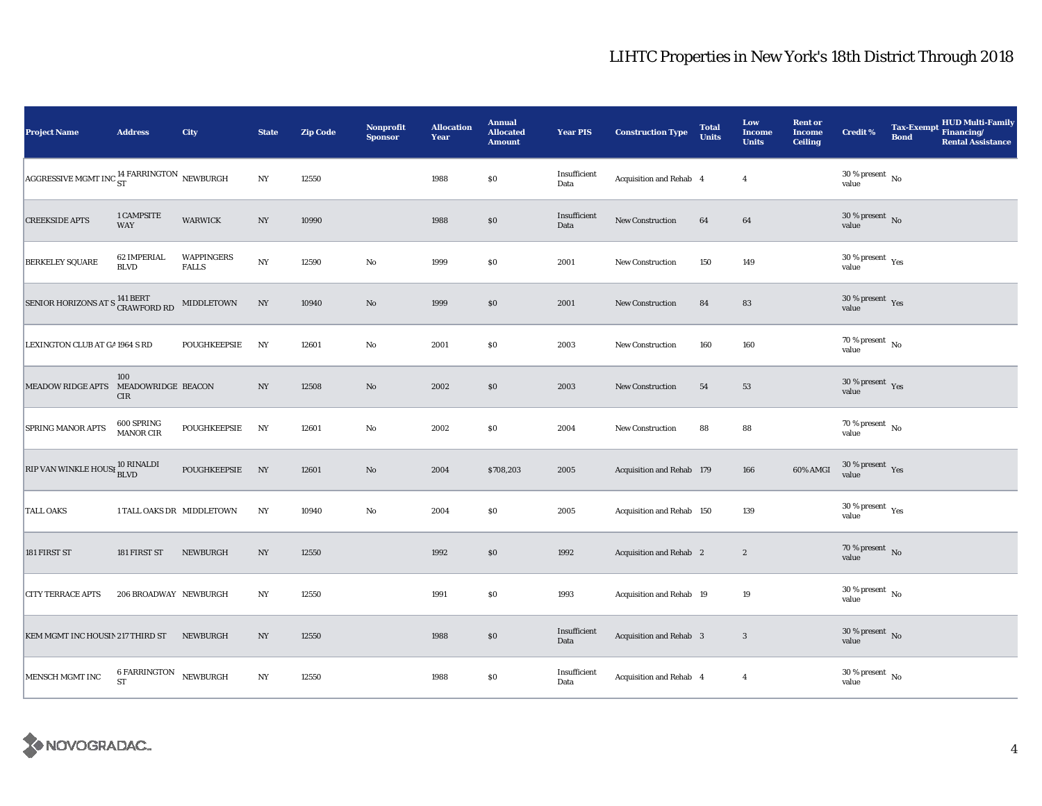# LIHTC Properties in New York's 18th District Through 2018

| Project Name | Address | City | State | Zip Code | Nonprofit Sponsor | Allocation Year | Annual Allocated Amount | Year PIS | Construction Type | Total Units | Low Income Units | Rent or Income Ceiling | Credit % | Tax-Exempt Bond | HUD Multi-Family Financing/ Rental Assistance |
|---|---|---|---|---|---|---|---|---|---|---|---|---|---|---|---|
| AGGRESSIVE MGMT INC | 14 FARRINGTON ST | NEWBURGH | NY | 12550 | | 1988 | $0 | Insufficient Data | Acquisition and Rehab | 4 | 4 | | 30 % present value | No | |
| CREEKSIDE APTS | 1 CAMPSITE WAY | WARWICK | NY | 10990 | | 1988 | $0 | Insufficient Data | New Construction | 64 | 64 | | 30 % present value | No | |
| BERKELEY SQUARE | 62 IMPERIAL BLVD | WAPPINGERS FALLS | NY | 12590 | No | 1999 | $0 | 2001 | New Construction | 150 | 149 | | 30 % present value | Yes | |
| SENIOR HORIZONS AT S | 141 BERT CRAWFORD RD | MIDDLETOWN | NY | 10940 | No | 1999 | $0 | 2001 | New Construction | 84 | 83 | | 30 % present value | Yes | |
| LEXINGTON CLUB AT GA | 1964 S RD | POUGHKEEPSIE | NY | 12601 | No | 2001 | $0 | 2003 | New Construction | 160 | 160 | | 70 % present value | No | |
| MEADOW RIDGE APTS | 100 MEADOWRIDGE CIR | BEACON | NY | 12508 | No | 2002 | $0 | 2003 | New Construction | 54 | 53 | | 30 % present value | Yes | |
| SPRING MANOR APTS | 600 SPRING MANOR CIR | POUGHKEEPSIE | NY | 12601 | No | 2002 | $0 | 2004 | New Construction | 88 | 88 | | 70 % present value | No | |
| RIP VAN WINKLE HOUSI | 10 RINALDI BLVD | POUGHKEEPSIE | NY | 12601 | No | 2004 | $708,203 | 2005 | Acquisition and Rehab | 179 | 166 | 60% AMGI | 30 % present value | Yes | |
| TALL OAKS | 1 TALL OAKS DR | MIDDLETOWN | NY | 10940 | No | 2004 | $0 | 2005 | Acquisition and Rehab | 150 | 139 | | 30 % present value | Yes | |
| 181 FIRST ST | 181 FIRST ST | NEWBURGH | NY | 12550 | | 1992 | $0 | 1992 | Acquisition and Rehab | 2 | 2 | | 70 % present value | No | |
| CITY TERRACE APTS | 206 BROADWAY | NEWBURGH | NY | 12550 | | 1991 | $0 | 1993 | Acquisition and Rehab | 19 | 19 | | 30 % present value | No | |
| KEM MGMT INC HOUSIN | 217 THIRD ST | NEWBURGH | NY | 12550 | | 1988 | $0 | Insufficient Data | Acquisition and Rehab | 3 | 3 | | 30 % present value | No | |
| MENSCH MGMT INC | 6 FARRINGTON ST | NEWBURGH | NY | 12550 | | 1988 | $0 | Insufficient Data | Acquisition and Rehab | 4 | 4 | | 30 % present value | No | |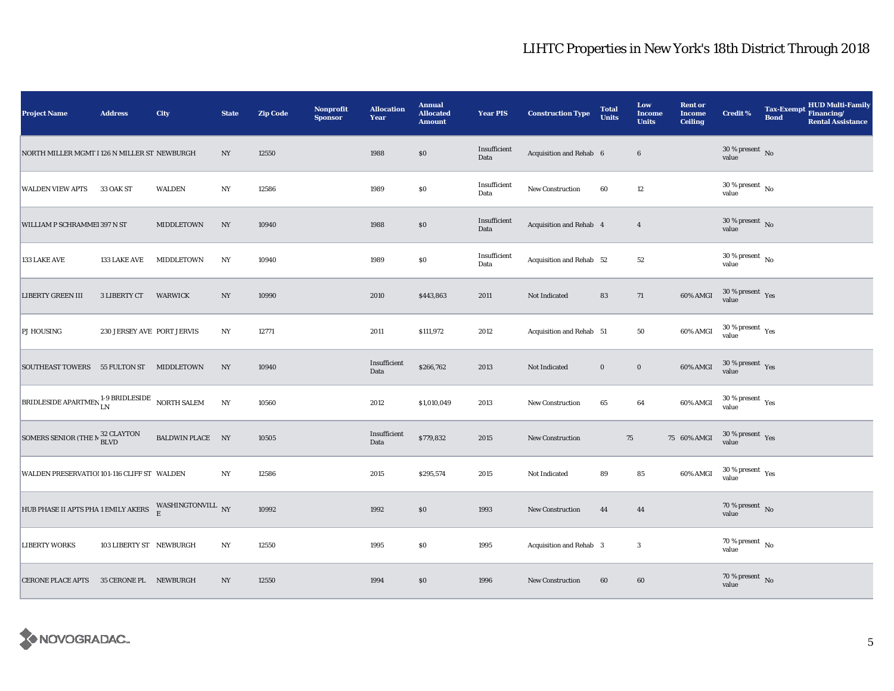# LIHTC Properties in New York's 18th District Through 2018

| Project Name | Address | City | State | Zip Code | Nonprofit Sponsor | Allocation Year | Annual Allocated Amount | Year PIS | Construction Type | Total Units | Low Income Units | Rent or Income Ceiling | Credit % | Tax-Exempt Bond | HUD Multi-Family Financing/ Rental Assistance |
|---|---|---|---|---|---|---|---|---|---|---|---|---|---|---|---|
| NORTH MILLER MGMT I | 126 N MILLER ST | NEWBURGH | NY | 12550 | | 1988 | $0 | Insufficient Data | Acquisition and Rehab | 6 | 6 | | 30 % present value | No | |
| WALDEN VIEW APTS | 33 OAK ST | WALDEN | NY | 12586 | | 1989 | $0 | Insufficient Data | New Construction | 60 | 12 | | 30 % present value | No | |
| WILLIAM P SCHRAMMEI | 397 N ST | MIDDLETOWN | NY | 10940 | | 1988 | $0 | Insufficient Data | Acquisition and Rehab | 4 | 4 | | 30 % present value | No | |
| 133 LAKE AVE | 133 LAKE AVE | MIDDLETOWN | NY | 10940 | | 1989 | $0 | Insufficient Data | Acquisition and Rehab | 52 | 52 | | 30 % present value | No | |
| LIBERTY GREEN III | 3 LIBERTY CT | WARWICK | NY | 10990 | | 2010 | $443,863 | 2011 | Not Indicated | 83 | 71 | 60% AMGI | 30 % present value | Yes | |
| PJ HOUSING | 230 JERSEY AVE | PORT JERVIS | NY | 12771 | | 2011 | $111,972 | 2012 | Acquisition and Rehab | 51 | 50 | 60% AMGI | 30 % present value | Yes | |
| SOUTHEAST TOWERS | 55 FULTON ST | MIDDLETOWN | NY | 10940 | | Insufficient Data | $266,762 | 2013 | Not Indicated | 0 | 0 | 60% AMGI | 30 % present value | Yes | |
| BRIDLESIDE APARTMEN | 1-9 BRIDLESIDE LN | NORTH SALEM | NY | 10560 | | 2012 | $1,010,049 | 2013 | New Construction | 65 | 64 | 60% AMGI | 30 % present value | Yes | |
| SOMERS SENIOR (THE M | 32 CLAYTON BLVD | BALDWIN PLACE | NY | 10505 | | Insufficient Data | $779,832 | 2015 | New Construction | 75 | 75 | 60% AMGI | 30 % present value | Yes | |
| WALDEN PRESERVATIOI | 101-116 CLIFF ST | WALDEN | NY | 12586 | | 2015 | $295,574 | 2015 | Not Indicated | 89 | 85 | 60% AMGI | 30 % present value | Yes | |
| HUB PHASE II APTS PHA | 1 EMILY AKERS | WASHINGTONVILLE | NY | 10992 | | 1992 | $0 | 1993 | New Construction | 44 | 44 | | 70 % present value | No | |
| LIBERTY WORKS | 103 LIBERTY ST | NEWBURGH | NY | 12550 | | 1995 | $0 | 1995 | Acquisition and Rehab | 3 | 3 | | 70 % present value | No | |
| CERONE PLACE APTS | 35 CERONE PL | NEWBURGH | NY | 12550 | | 1994 | $0 | 1996 | New Construction | 60 | 60 | | 70 % present value | No | |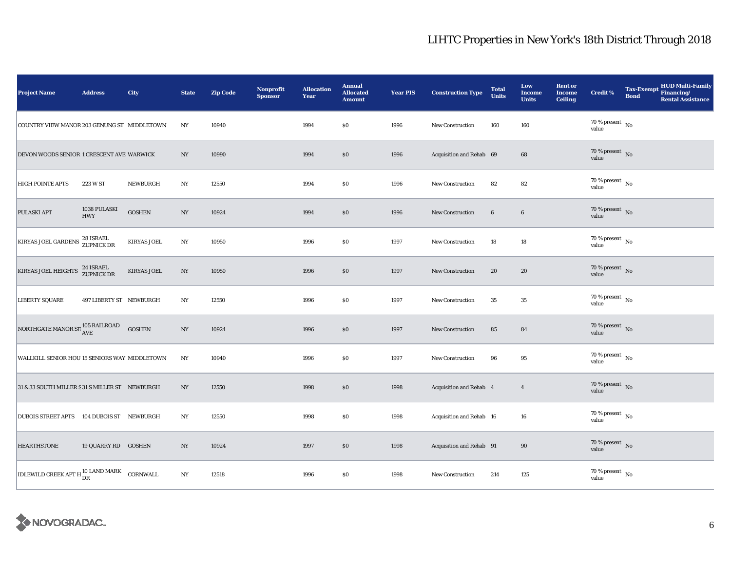# LIHTC Properties in New York's 18th District Through 2018

| Project Name | Address | City | State | Zip Code | Nonprofit Sponsor | Allocation Year | Annual Allocated Amount | Year PIS | Construction Type | Total Units | Low Income Units | Rent or Income Ceiling | Credit % | Tax-Exempt Bond | HUD Multi-Family Financing/ Rental Assistance |
|---|---|---|---|---|---|---|---|---|---|---|---|---|---|---|---|
| COUNTRY VIEW MANOR | 203 GENUNG ST | MIDDLETOWN | NY | 10940 | | 1994 | $0 | 1996 | New Construction | 160 | 160 | | 70 % present value | No | |
| DEVON WOODS SENIOR | 1 CRESCENT AVE | WARWICK | NY | 10990 | | 1994 | $0 | 1996 | Acquisition and Rehab | 69 | 68 | | 70 % present value | No | |
| HIGH POINTE APTS | 223 W ST | NEWBURGH | NY | 12550 | | 1994 | $0 | 1996 | New Construction | 82 | 82 | | 70 % present value | No | |
| PULASKI APT | 1038 PULASKI HWY | GOSHEN | NY | 10924 | | 1994 | $0 | 1996 | New Construction | 6 | 6 | | 70 % present value | No | |
| KIRYAS JOEL GARDENS | 28 ISRAEL ZUPNICK DR | KIRYAS JOEL | NY | 10950 | | 1996 | $0 | 1997 | New Construction | 18 | 18 | | 70 % present value | No | |
| KIRYAS JOEL HEIGHTS | 24 ISRAEL ZUPNICK DR | KIRYAS JOEL | NY | 10950 | | 1996 | $0 | 1997 | New Construction | 20 | 20 | | 70 % present value | No | |
| LIBERTY SQUARE | 497 LIBERTY ST | NEWBURGH | NY | 12550 | | 1996 | $0 | 1997 | New Construction | 35 | 35 | | 70 % present value | No | |
| NORTHGATE MANOR SE | 105 RAILROAD AVE | GOSHEN | NY | 10924 | | 1996 | $0 | 1997 | New Construction | 85 | 84 | | 70 % present value | No | |
| WALLKILL SENIOR HOU | 15 SENIORS WAY | MIDDLETOWN | NY | 10940 | | 1996 | $0 | 1997 | New Construction | 96 | 95 | | 70 % present value | No | |
| 31 & 33 SOUTH MILLER S | 31 S MILLER ST | NEWBURGH | NY | 12550 | | 1998 | $0 | 1998 | Acquisition and Rehab | 4 | 4 | | 70 % present value | No | |
| DUBOIS STREET APTS | 104 DUBOIS ST | NEWBURGH | NY | 12550 | | 1998 | $0 | 1998 | Acquisition and Rehab | 16 | 16 | | 70 % present value | No | |
| HEARTHSTONE | 19 QUARRY RD | GOSHEN | NY | 10924 | | 1997 | $0 | 1998 | Acquisition and Rehab | 91 | 90 | | 70 % present value | No | |
| IDLEWILD CREEK APT H | 10 LAND MARK DR | CORNWALL | NY | 12518 | | 1996 | $0 | 1998 | New Construction | 214 | 125 | | 70 % present value | No | |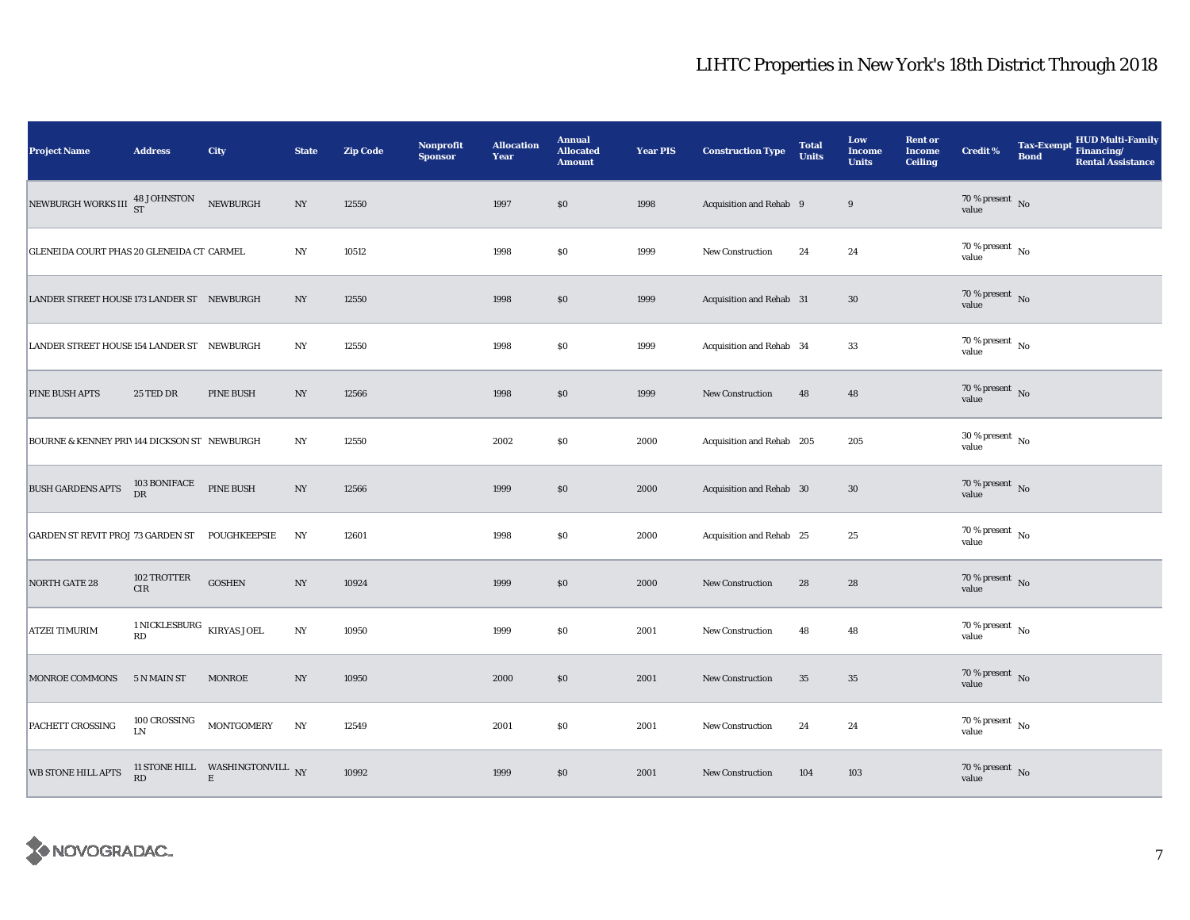## LIHTC Properties in New York's 18th District Through 2018

| Project Name | Address | City | State | Zip Code | Nonprofit Sponsor | Allocation Year | Annual Allocated Amount | Year PIS | Construction Type | Total Units | Low Income Units | Rent or Income Ceiling | Credit % | Tax-Exempt Bond | HUD Multi-Family Financing/ Rental Assistance |
|---|---|---|---|---|---|---|---|---|---|---|---|---|---|---|---|
| NEWBURGH WORKS III | 48 JOHNSTON ST | NEWBURGH | NY | 12550 | | 1997 | $0 | 1998 | Acquisition and Rehab | 9 | 9 | | 70 % present value | No | |
| GLENEIDA COURT PHAS | 20 GLENEIDA CT | CARMEL | NY | 10512 | | 1998 | $0 | 1999 | New Construction | 24 | 24 | | 70 % present value | No | |
| LANDER STREET HOUSE | 173 LANDER ST | NEWBURGH | NY | 12550 | | 1998 | $0 | 1999 | Acquisition and Rehab | 31 | 30 | | 70 % present value | No | |
| LANDER STREET HOUSE | 154 LANDER ST | NEWBURGH | NY | 12550 | | 1998 | $0 | 1999 | Acquisition and Rehab | 34 | 33 | | 70 % present value | No | |
| PINE BUSH APTS | 25 TED DR | PINE BUSH | NY | 12566 | | 1998 | $0 | 1999 | New Construction | 48 | 48 | | 70 % present value | No | |
| BOURNE & KENNEY PRIV | 144 DICKSON ST | NEWBURGH | NY | 12550 | | 2002 | $0 | 2000 | Acquisition and Rehab | 205 | 205 | | 30 % present value | No | |
| BUSH GARDENS APTS | 103 BONIFACE DR | PINE BUSH | NY | 12566 | | 1999 | $0 | 2000 | Acquisition and Rehab | 30 | 30 | | 70 % present value | No | |
| GARDEN ST REVIT PROJ | 73 GARDEN ST | POUGHKEEPSIE | NY | 12601 | | 1998 | $0 | 2000 | Acquisition and Rehab | 25 | 25 | | 70 % present value | No | |
| NORTH GATE 28 | 102 TROTTER CIR | GOSHEN | NY | 10924 | | 1999 | $0 | 2000 | New Construction | 28 | 28 | | 70 % present value | No | |
| ATZEI TIMURIM | 1 NICKLESBURG RD | KIRYAS JOEL | NY | 10950 | | 1999 | $0 | 2001 | New Construction | 48 | 48 | | 70 % present value | No | |
| MONROE COMMONS | 5 N MAIN ST | MONROE | NY | 10950 | | 2000 | $0 | 2001 | New Construction | 35 | 35 | | 70 % present value | No | |
| PACHETT CROSSING | 100 CROSSING LN | MONTGOMERY | NY | 12549 | | 2001 | $0 | 2001 | New Construction | 24 | 24 | | 70 % present value | No | |
| WB STONE HILL APTS | 11 STONE HILL RD | WASHINGTONVILLE | NY | 10992 | | 1999 | $0 | 2001 | New Construction | 104 | 103 | | 70 % present value | No | |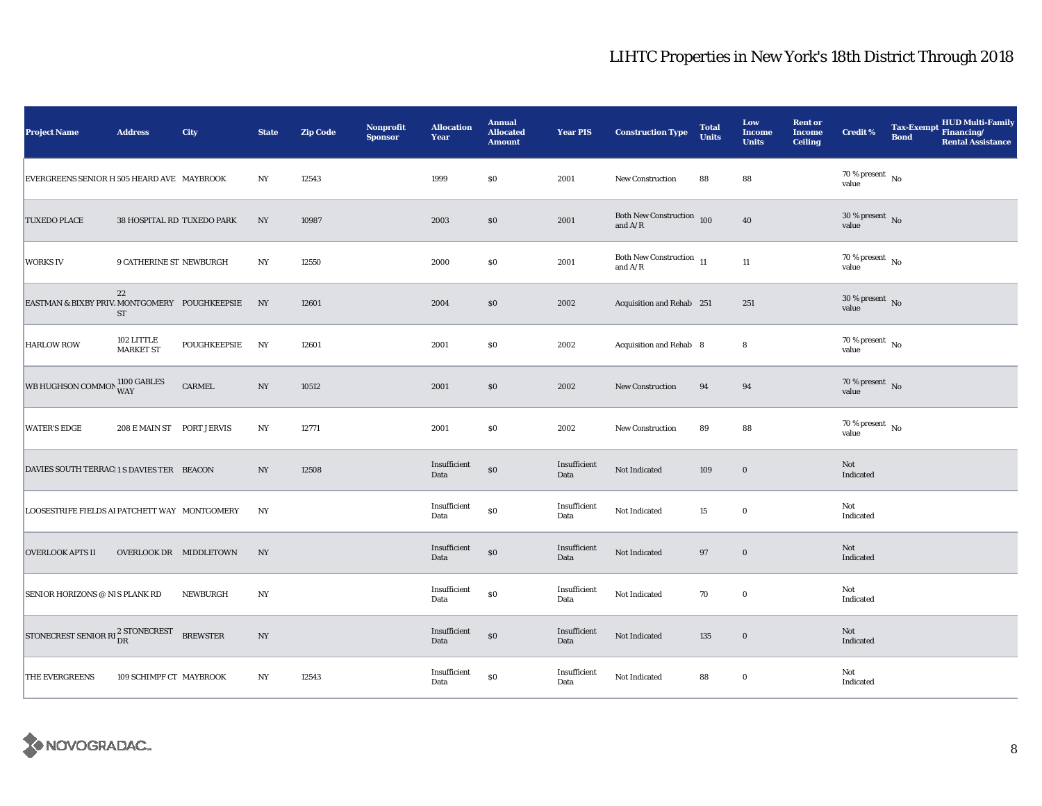# LIHTC Properties in New York's 18th District Through 2018

| Project Name | Address | City | State | Zip Code | Nonprofit Sponsor | Allocation Year | Annual Allocated Amount | Year PIS | Construction Type | Total Units | Low Income Units | Rent or Income Ceiling | Credit % | Tax-Exempt Bond | HUD Multi-Family Financing/ Rental Assistance |
|---|---|---|---|---|---|---|---|---|---|---|---|---|---|---|---|
| EVERGREENS SENIOR H | 505 HEARD AVE | MAYBROOK | NY | 12543 | | 1999 | $0 | 2001 | New Construction | 88 | 88 | | 70 % present value | No | |
| TUXEDO PLACE | 38 HOSPITAL RD | TUXEDO PARK | NY | 10987 | | 2003 | $0 | 2001 | Both New Construction and A/R | 100 | 40 | | 30 % present value | No | |
| WORKS IV | 9 CATHERINE ST | NEWBURGH | NY | 12550 | | 2000 | $0 | 2001 | Both New Construction and A/R | 11 | 11 | | 70 % present value | No | |
| EASTMAN & BIXBY PRIV. | 22 MONTGOMERY ST | POUGHKEEPSIE | NY | 12601 | | 2004 | $0 | 2002 | Acquisition and Rehab | 251 | 251 | | 30 % present value | No | |
| HARLOW ROW | 102 LITTLE MARKET ST | POUGHKEEPSIE | NY | 12601 | | 2001 | $0 | 2002 | Acquisition and Rehab | 8 | 8 | | 70 % present value | No | |
| WB HUGHSON COMMON | 1100 GABLES WAY | CARMEL | NY | 10512 | | 2001 | $0 | 2002 | New Construction | 94 | 94 | | 70 % present value | No | |
| WATER'S EDGE | 208 E MAIN ST | PORT JERVIS | NY | 12771 | | 2001 | $0 | 2002 | New Construction | 89 | 88 | | 70 % present value | No | |
| DAVIES SOUTH TERRAC | 1 S DAVIES TER | BEACON | NY | 12508 | | Insufficient Data | $0 | Insufficient Data | Not Indicated | 109 | 0 | | Not Indicated | | |
| LOOSESTRIFE FIELDS AI | PATCHETT WAY | MONTGOMERY | NY | | | Insufficient Data | $0 | Insufficient Data | Not Indicated | 15 | 0 | | Not Indicated | | |
| OVERLOOK APTS II | OVERLOOK DR | MIDDLETOWN | NY | | | Insufficient Data | $0 | Insufficient Data | Not Indicated | 97 | 0 | | Not Indicated | | |
| SENIOR HORIZONS @ NI | S PLANK RD | NEWBURGH | NY | | | Insufficient Data | $0 | Insufficient Data | Not Indicated | 70 | 0 | | Not Indicated | | |
| STONECREST SENIOR RI | 2 STONECREST DR | BREWSTER | NY | | | Insufficient Data | $0 | Insufficient Data | Not Indicated | 135 | 0 | | Not Indicated | | |
| THE EVERGREENS | 109 SCHIMPF CT | MAYBROOK | NY | 12543 | | Insufficient Data | $0 | Insufficient Data | Not Indicated | 88 | 0 | | Not Indicated | | |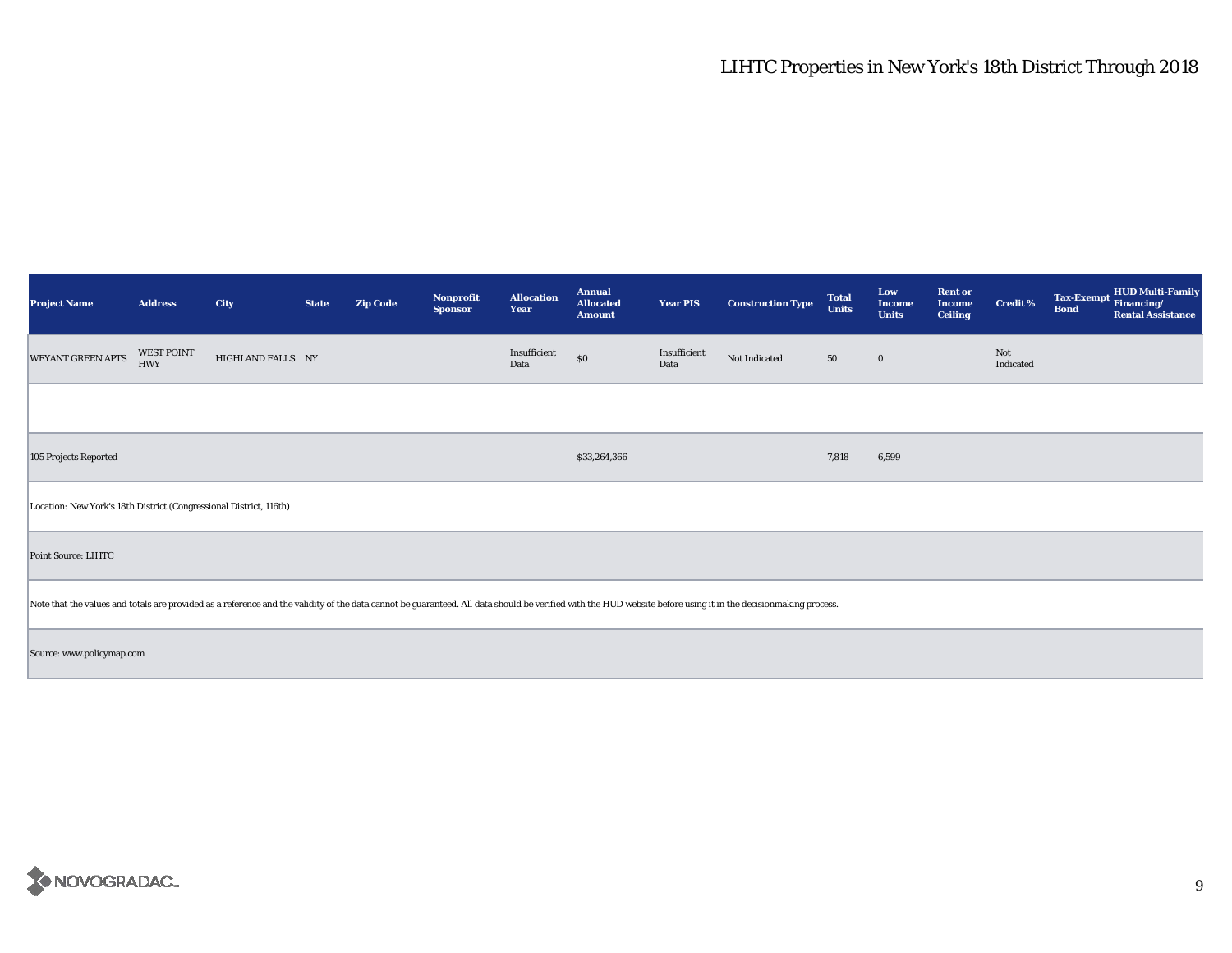| Project Name | Address | City | State | Zip Code | Nonprofit Sponsor | Allocation Year | Annual Allocated Amount | Year PIS | Construction Type | Total Units | Low Income Units | Rent or Income Ceiling | Credit % | Tax-Exempt Bond | HUD Multi-Family Financing/ Rental Assistance |
|---|---|---|---|---|---|---|---|---|---|---|---|---|---|---|---|
| WEYANT GREEN APTS | WEST POINT HWY | HIGHLAND FALLS | NY | | | Insufficient Data | $0 | Insufficient Data | Not Indicated | 50 | 0 | | Not Indicated | | |
| | | | | | | | | | | | | | | | |
| 105 Projects Reported | | | | | | | $33,264,366 | | | 7,818 | 6,599 | | | | |

Location: New York's 18th District (Congressional District, 116th)

Point Source: LIHTC

Note that the values and totals are provided as a reference and the validity of the data cannot be guaranteed. All data should be verified with the HUD website before using it in the decisionmaking process.

Source: www.policymap.com